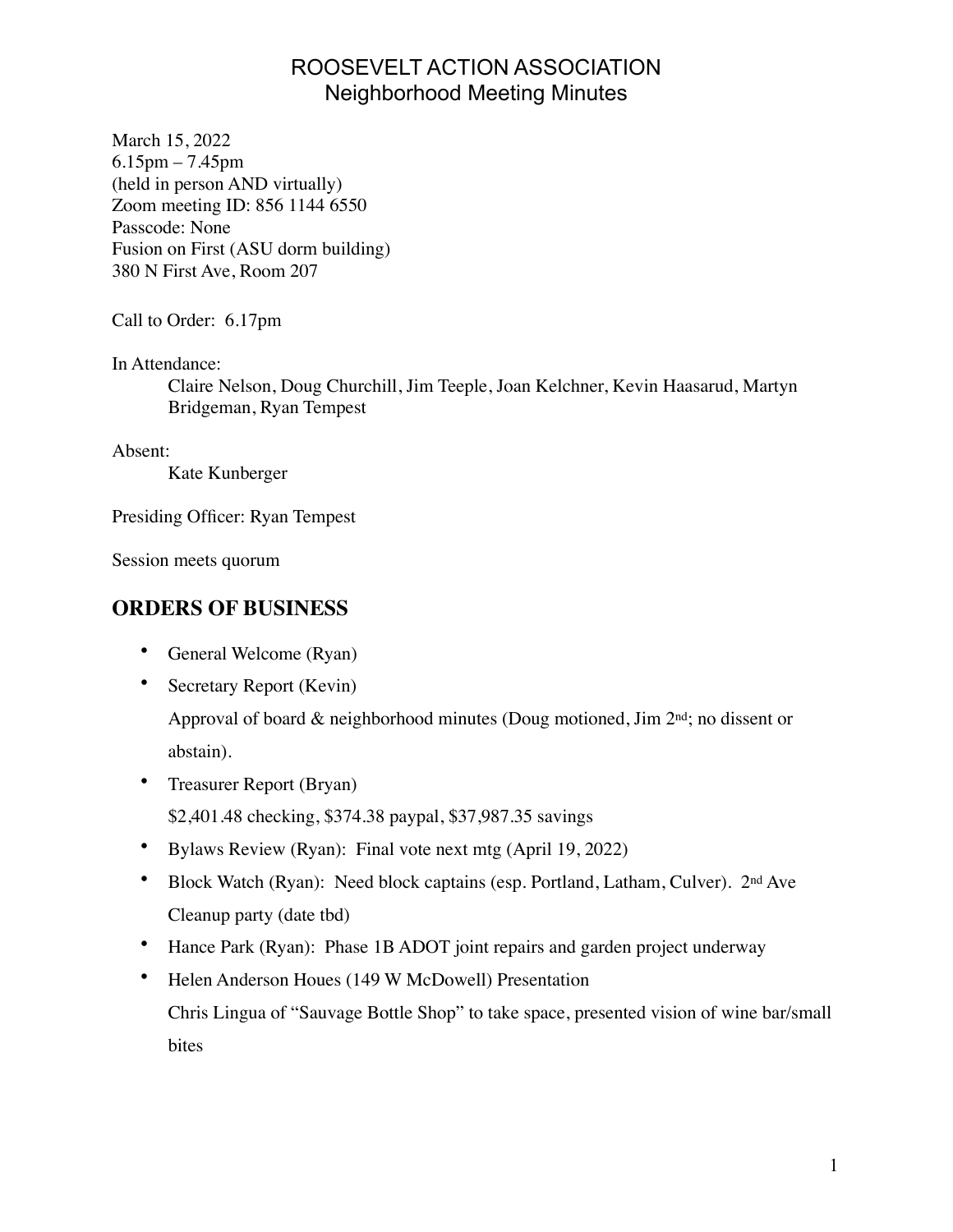# ROOSEVELT ACTION ASSOCIATION
## Neighborhood Meeting Minutes

March 15, 2022
6.15pm – 7.45pm
(held in person AND virtually)
Zoom meeting ID: 856 1144 6550
Passcode: None
Fusion on First (ASU dorm building)
380 N First Ave, Room 207

Call to Order: 6.17pm

In Attendance:
Claire Nelson, Doug Churchill, Jim Teeple, Joan Kelchner, Kevin Haasarud, Martyn Bridgeman, Ryan Tempest

Absent:
Kate Kunberger

Presiding Officer: Ryan Tempest

Session meets quorum

## ORDERS OF BUSINESS

- General Welcome (Ryan)
- Secretary Report (Kevin)
  Approval of board & neighborhood minutes (Doug motioned, Jim 2nd; no dissent or abstain).
- Treasurer Report (Bryan)
  $2,401.48 checking, $374.38 paypal, $37,987.35 savings
- Bylaws Review (Ryan): Final vote next mtg (April 19, 2022)
- Block Watch (Ryan): Need block captains (esp. Portland, Latham, Culver). 2nd Ave Cleanup party (date tbd)
- Hance Park (Ryan): Phase 1B ADOT joint repairs and garden project underway
- Helen Anderson Houes (149 W McDowell) Presentation
  Chris Lingua of "Sauvage Bottle Shop" to take space, presented vision of wine bar/small bites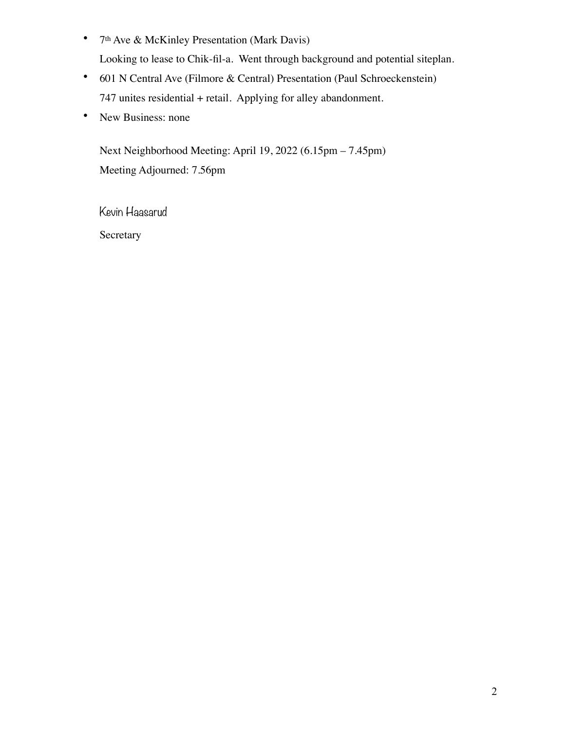- 7th Ave & McKinley Presentation (Mark Davis)
  Looking to lease to Chik-fil-a. Went through background and potential siteplan.
- 601 N Central Ave (Filmore & Central) Presentation (Paul Schroeckenstein)
  747 unites residential + retail. Applying for alley abandonment.
- New Business: none

Next Neighborhood Meeting: April 19, 2022 (6.15pm – 7.45pm)

Meeting Adjourned: 7.56pm

Kevin Haasarud

Secretary